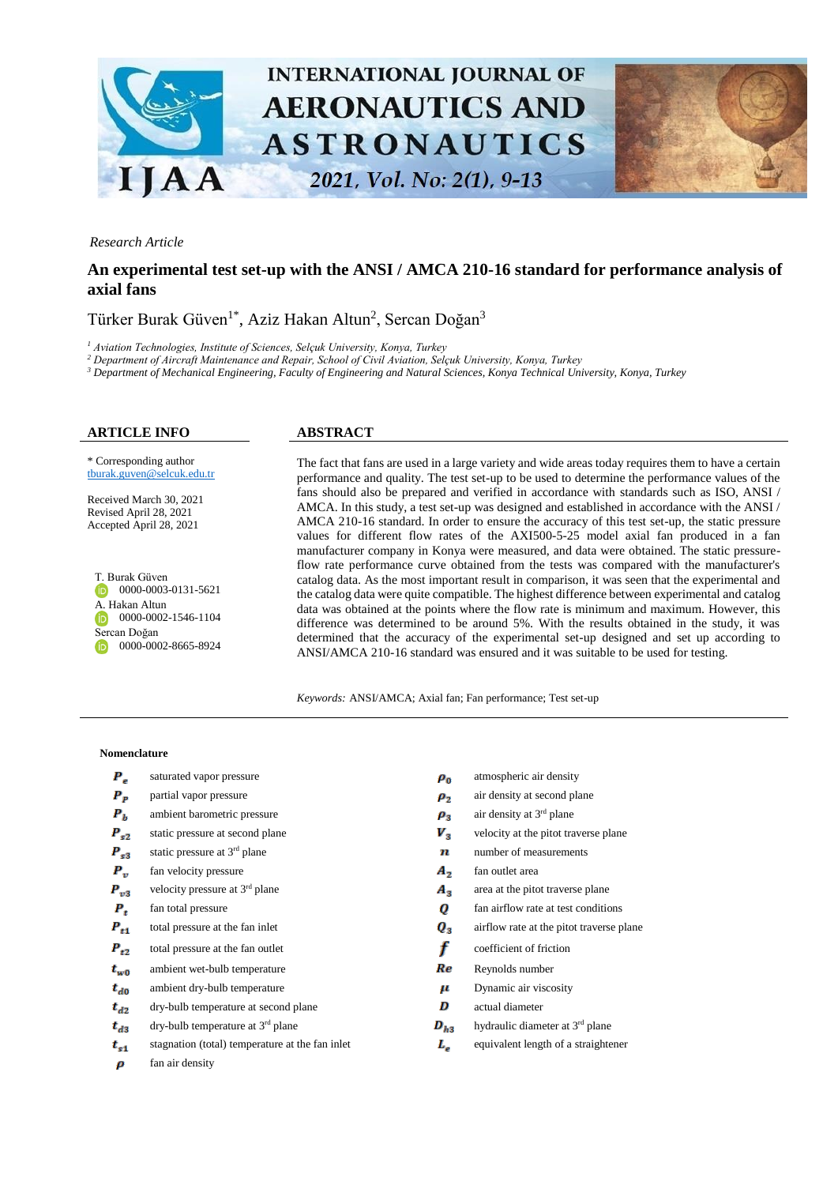*Research Article*

# An experimental test set-up with the ANSI / AMCA 210-16 standard for performance analysis of axial fans

Türker Burak Güven[1*], Aziz Hakan Altun[2], Sercan Doğan[3]

[1] Aviation Technologies, Institute of Sciences, Selçuk University, Konya, Turkey
[2] Department of Aircraft Maintenance and Repair, School of Civil Aviation, Selçuk University, Konya, Turkey
[3] Department of Mechanical Engineering, Faculty of Engineering and Natural Sciences, Konya Technical University, Konya, Turkey

## ARTICLE INFO

\* Corresponding author
tburak.guven@selcuk.edu.tr

Received March 30, 2021
Revised April 28, 2021
Accepted April 28, 2021

T. Burak Güven
0000-0003-0131-5621
A. Hakan Altun
0000-0002-1546-1104
Sercan Doğan
0000-0002-8665-8924

## ABSTRACT

The fact that fans are used in a large variety and wide areas today requires them to have a certain performance and quality. The test set-up to be used to determine the performance values of the fans should also be prepared and verified in accordance with standards such as ISO, ANSI / AMCA. In this study, a test set-up was designed and established in accordance with the ANSI / AMCA 210-16 standard. In order to ensure the accuracy of this test set-up, the static pressure values for different flow rates of the AXI500-5-25 model axial fan produced in a fan manufacturer company in Konya were measured, and data were obtained. The static pressure-flow rate performance curve obtained from the tests was compared with the manufacturer's catalog data. As the most important result in comparison, it was seen that the experimental and the catalog data were quite compatible. The highest difference between experimental and catalog data was obtained at the points where the flow rate is minimum and maximum. However, this difference was determined to be around 5%. With the results obtained in the study, it was determined that the accuracy of the experimental set-up designed and set up according to ANSI/AMCA 210-16 standard was ensured and it was suitable to be used for testing.

*Keywords:* ANSI/AMCA; Axial fan; Fan performance; Test set-up

### Nomenclature

| Symbol | Description | Symbol | Description |
|---|---|---|---|
| $P_e$ | saturated vapor pressure | $\rho_0$ | atmospheric air density |
| $P_p$ | partial vapor pressure | $\rho_2$ | air density at second plane |
| $P_b$ | ambient barometric pressure | $\rho_3$ | air density at 3rd plane |
| $P_{s2}$ | static pressure at second plane | $V_3$ | velocity at the pitot traverse plane |
| $P_{s3}$ | static pressure at 3rd plane | $n$ | number of measurements |
| $P_v$ | fan velocity pressure | $A_2$ | fan outlet area |
| $P_{v3}$ | velocity pressure at 3rd plane | $A_3$ | area at the pitot traverse plane |
| $P_t$ | fan total pressure | $Q$ | fan airflow rate at test conditions |
| $P_{t1}$ | total pressure at the fan inlet | $Q_3$ | airflow rate at the pitot traverse plane |
| $P_{t2}$ | total pressure at the fan outlet | $f$ | coefficient of friction |
| $t_{w0}$ | ambient wet-bulb temperature | $Re$ | Reynolds number |
| $t_{d0}$ | ambient dry-bulb temperature | $\mu$ | Dynamic air viscosity |
| $t_{d2}$ | dry-bulb temperature at second plane | $D$ | actual diameter |
| $t_{d3}$ | dry-bulb temperature at 3rd plane | $D_{h3}$ | hydraulic diameter at 3rd plane |
| $t_{s1}$ | stagnation (total) temperature at the fan inlet | $L_e$ | equivalent length of a straightener |
| $\rho$ | fan air density | | |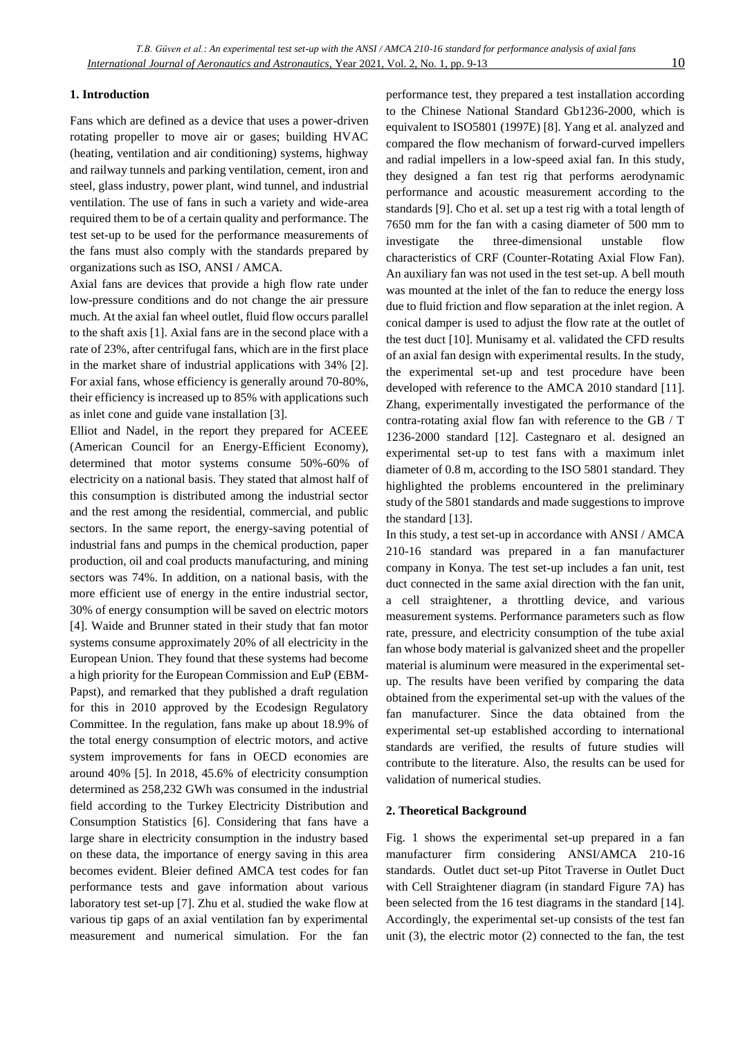## 1. Introduction

Fans which are defined as a device that uses a power-driven rotating propeller to move air or gases; building HVAC (heating, ventilation and air conditioning) systems, highway and railway tunnels and parking ventilation, cement, iron and steel, glass industry, power plant, wind tunnel, and industrial ventilation. The use of fans in such a variety and wide-area required them to be of a certain quality and performance. The test set-up to be used for the performance measurements of the fans must also comply with the standards prepared by organizations such as ISO, ANSI / AMCA.

Axial fans are devices that provide a high flow rate under low-pressure conditions and do not change the air pressure much. At the axial fan wheel outlet, fluid flow occurs parallel to the shaft axis [1]. Axial fans are in the second place with a rate of 23%, after centrifugal fans, which are in the first place in the market share of industrial applications with 34% [2]. For axial fans, whose efficiency is generally around 70-80%, their efficiency is increased up to 85% with applications such as inlet cone and guide vane installation [3].

Elliot and Nadel, in the report they prepared for ACEEE (American Council for an Energy-Efficient Economy), determined that motor systems consume 50%-60% of electricity on a national basis. They stated that almost half of this consumption is distributed among the industrial sector and the rest among the residential, commercial, and public sectors. In the same report, the energy-saving potential of industrial fans and pumps in the chemical production, paper production, oil and coal products manufacturing, and mining sectors was 74%. In addition, on a national basis, with the more efficient use of energy in the entire industrial sector, 30% of energy consumption will be saved on electric motors [4]. Waide and Brunner stated in their study that fan motor systems consume approximately 20% of all electricity in the European Union. They found that these systems had become a high priority for the European Commission and EuP (EBM-Papst), and remarked that they published a draft regulation for this in 2010 approved by the Ecodesign Regulatory Committee. In the regulation, fans make up about 18.9% of the total energy consumption of electric motors, and active system improvements for fans in OECD economies are around 40% [5]. In 2018, 45.6% of electricity consumption determined as 258,232 GWh was consumed in the industrial field according to the Turkey Electricity Distribution and Consumption Statistics [6]. Considering that fans have a large share in electricity consumption in the industry based on these data, the importance of energy saving in this area becomes evident. Bleier defined AMCA test codes for fan performance tests and gave information about various laboratory test set-up [7]. Zhu et al. studied the wake flow at various tip gaps of an axial ventilation fan by experimental measurement and numerical simulation. For the fan performance test, they prepared a test installation according to the Chinese National Standard Gb1236-2000, which is equivalent to ISO5801 (1997E) [8]. Yang et al. analyzed and compared the flow mechanism of forward-curved impellers and radial impellers in a low-speed axial fan. In this study, they designed a fan test rig that performs aerodynamic performance and acoustic measurement according to the standards [9]. Cho et al. set up a test rig with a total length of 7650 mm for the fan with a casing diameter of 500 mm to investigate the three-dimensional unstable flow characteristics of CRF (Counter-Rotating Axial Flow Fan). An auxiliary fan was not used in the test set-up. A bell mouth was mounted at the inlet of the fan to reduce the energy loss due to fluid friction and flow separation at the inlet region. A conical damper is used to adjust the flow rate at the outlet of the test duct [10]. Munisamy et al. validated the CFD results of an axial fan design with experimental results. In the study, the experimental set-up and test procedure have been developed with reference to the AMCA 2010 standard [11]. Zhang, experimentally investigated the performance of the contra-rotating axial flow fan with reference to the GB / T 1236-2000 standard [12]. Castegnaro et al. designed an experimental set-up to test fans with a maximum inlet diameter of 0.8 m, according to the ISO 5801 standard. They highlighted the problems encountered in the preliminary study of the 5801 standards and made suggestions to improve the standard [13].

In this study, a test set-up in accordance with ANSI / AMCA 210-16 standard was prepared in a fan manufacturer company in Konya. The test set-up includes a fan unit, test duct connected in the same axial direction with the fan unit, a cell straightener, a throttling device, and various measurement systems. Performance parameters such as flow rate, pressure, and electricity consumption of the tube axial fan whose body material is galvanized sheet and the propeller material is aluminum were measured in the experimental set-up. The results have been verified by comparing the data obtained from the experimental set-up with the values of the fan manufacturer. Since the data obtained from the experimental set-up established according to international standards are verified, the results of future studies will contribute to the literature. Also, the results can be used for validation of numerical studies.

## 2. Theoretical Background

Fig. 1 shows the experimental set-up prepared in a fan manufacturer firm considering ANSI/AMCA 210-16 standards. Outlet duct set-up Pitot Traverse in Outlet Duct with Cell Straightener diagram (in standard Figure 7A) has been selected from the 16 test diagrams in the standard [14]. Accordingly, the experimental set-up consists of the test fan unit (3), the electric motor (2) connected to the fan, the test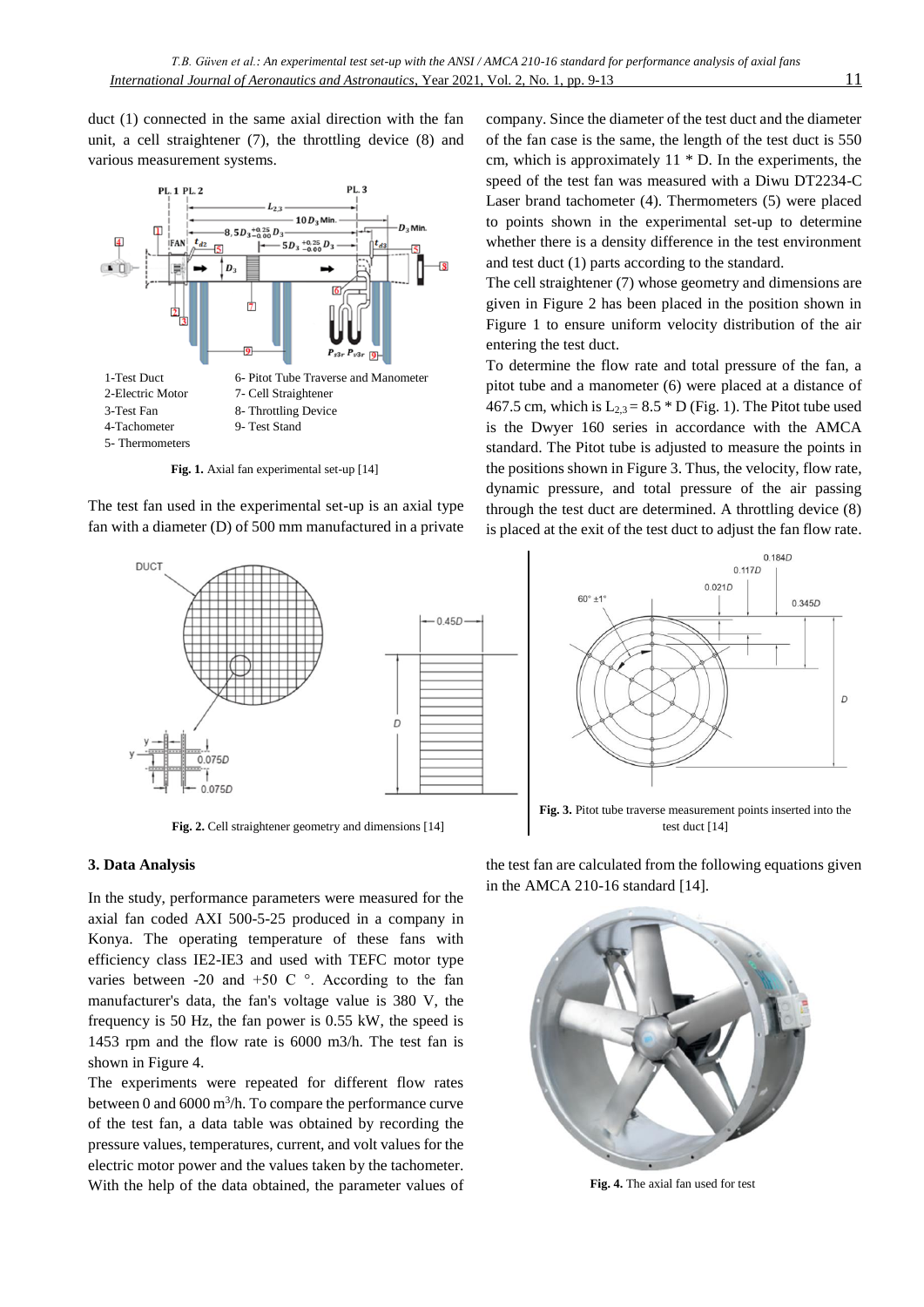duct (1) connected in the same axial direction with the fan unit, a cell straightener (7), the throttling device (8) and various measurement systems.

1-Test Duct
2-Electric Motor
3-Test Fan
4-Tachometer
5- Thermometers
6- Pitot Tube Traverse and Manometer
7- Cell Straightener
8- Throttling Device
9- Test Stand

**Fig. 1.** Axial fan experimental set-up [14]

The test fan used in the experimental set-up is an axial type fan with a diameter (D) of 500 mm manufactured in a private company. Since the diameter of the test duct and the diameter of the fan case is the same, the length of the test duct is 550 cm, which is approximately 11 * D. In the experiments, the speed of the test fan was measured with a Diwu DT2234-C Laser brand tachometer (4). Thermometers (5) were placed to points shown in the experimental set-up to determine whether there is a density difference in the test environment and test duct (1) parts according to the standard.

The cell straightener (7) whose geometry and dimensions are given in Figure 2 has been placed in the position shown in Figure 1 to ensure uniform velocity distribution of the air entering the test duct.

To determine the flow rate and total pressure of the fan, a pitot tube and a manometer (6) were placed at a distance of 467.5 cm, which is $L_{2,3} = 8.5 * D$ (Fig. 1). The Pitot tube used is the Dwyer 160 series in accordance with the AMCA standard. The Pitot tube is adjusted to measure the points in the positions shown in Figure 3. Thus, the velocity, flow rate, dynamic pressure, and total pressure of the air passing through the test duct are determined. A throttling device (8) is placed at the exit of the test duct to adjust the fan flow rate.

**Fig. 2.** Cell straightener geometry and dimensions [14]

**Fig. 3.** Pitot tube traverse measurement points inserted into the test duct [14]

### 3. Data Analysis

In the study, performance parameters were measured for the axial fan coded AXI 500-5-25 produced in a company in Konya. The operating temperature of these fans with efficiency class IE2-IE3 and used with TEFC motor type varies between -20 and +50 C °. According to the fan manufacturer's data, the fan's voltage value is 380 V, the frequency is 50 Hz, the fan power is 0.55 kW, the speed is 1453 rpm and the flow rate is 6000 m3/h. The test fan is shown in Figure 4.

The experiments were repeated for different flow rates between 0 and 6000 $m^3/h$. To compare the performance curve of the test fan, a data table was obtained by recording the pressure values, temperatures, current, and volt values for the electric motor power and the values taken by the tachometer. With the help of the data obtained, the parameter values of the test fan are calculated from the following equations given in the AMCA 210-16 standard [14].

**Fig. 4.** The axial fan used for test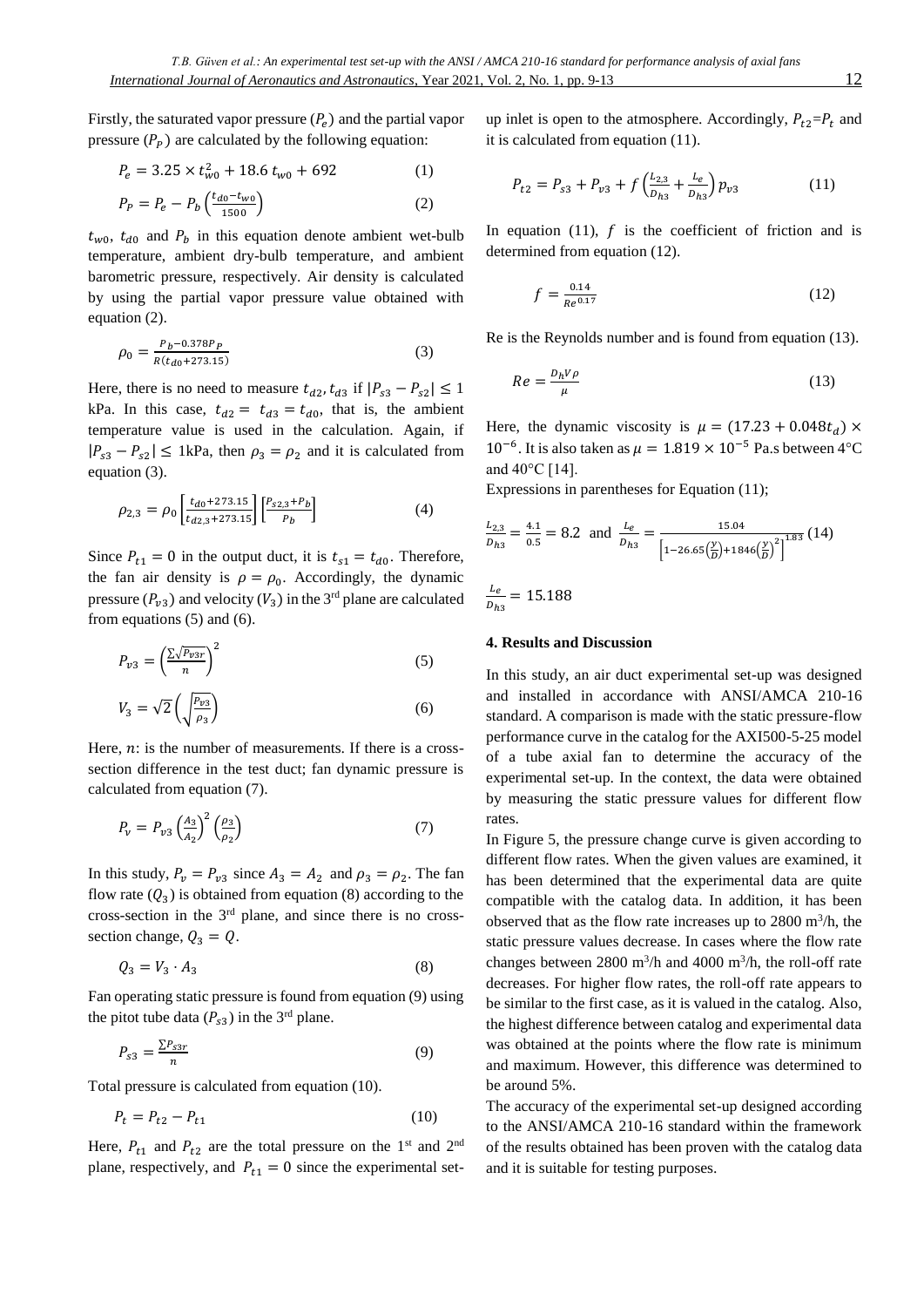Firstly, the saturated vapor pressure ($P_e$) and the partial vapor pressure ($P_P$) are calculated by the following equation:

$$P_e = 3.25 \times t_{w0}^2 + 18.6\, t_{w0} + 692 \tag{1}$$

$$P_P = P_e - P_b\left(\frac{t_{d0} - t_{w0}}{1500}\right) \tag{2}$$

$t_{w0}$, $t_{d0}$ and $P_b$ in this equation denote ambient wet-bulb temperature, ambient dry-bulb temperature, and ambient barometric pressure, respectively. Air density is calculated by using the partial vapor pressure value obtained with equation (2).

$$\rho_0 = \frac{P_b - 0.378 P_P}{R(t_{d0} + 273.15)} \tag{3}$$

Here, there is no need to measure $t_{d2}, t_{d3}$ if $|P_{s3} - P_{s2}| \leq 1$ kPa. In this case, $t_{d2} = t_{d3} = t_{d0}$, that is, the ambient temperature value is used in the calculation. Again, if $|P_{s3} - P_{s2}| \leq$ 1kPa, then $\rho_3 = \rho_2$ and it is calculated from equation (3).

$$\rho_{2,3} = \rho_0 \left[\frac{t_{d0} + 273.15}{t_{d2,3} + 273.15}\right]\left[\frac{P_{s2,3} + P_b}{P_b}\right] \tag{4}$$

Since $P_{t1} = 0$ in the output duct, it is $t_{s1} = t_{d0}$. Therefore, the fan air density is $\rho = \rho_0$. Accordingly, the dynamic pressure ($P_{v3}$) and velocity ($V_3$) in the 3rd plane are calculated from equations (5) and (6).

$$P_{v3} = \left(\frac{\sum \sqrt{P_{v3r}}}{n}\right)^2 \tag{5}$$

$$V_3 = \sqrt{2}\left(\sqrt{\frac{P_{v3}}{\rho_3}}\right) \tag{6}$$

Here, $n$: is the number of measurements. If there is a cross-section difference in the test duct; fan dynamic pressure is calculated from equation (7).

$$P_v = P_{v3}\left(\frac{A_3}{A_2}\right)^2\left(\frac{\rho_3}{\rho_2}\right) \tag{7}$$

In this study, $P_v = P_{v3}$ since $A_3 = A_2$ and $\rho_3 = \rho_2$. The fan flow rate ($Q_3$) is obtained from equation (8) according to the cross-section in the 3rd plane, and since there is no cross-section change, $Q_3 = Q$.

$$Q_3 = V_3 \cdot A_3 \tag{8}$$

Fan operating static pressure is found from equation (9) using the pitot tube data ($P_{s3}$) in the 3rd plane.

$$P_{s3} = \frac{\sum P_{s3r}}{n} \tag{9}$$

Total pressure is calculated from equation (10).

$$P_t = P_{t2} - P_{t1} \tag{10}$$

Here, $P_{t1}$ and $P_{t2}$ are the total pressure on the 1st and 2nd plane, respectively, and $P_{t1} = 0$ since the experimental set-up inlet is open to the atmosphere. Accordingly, $P_{t2} = P_t$ and it is calculated from equation (11).

$$P_{t2} = P_{s3} + P_{v3} + f\left(\frac{L_{2,3}}{D_{h3}} + \frac{L_e}{D_{h3}}\right) p_{v3} \tag{11}$$

In equation (11), $f$ is the coefficient of friction and is determined from equation (12).

$$f = \frac{0.14}{Re^{0.17}} \tag{12}$$

Re is the Reynolds number and is found from equation (13).

$$Re = \frac{D_h V \rho}{\mu} \tag{13}$$

Here, the dynamic viscosity is $\mu = (17.23 + 0.048 t_d) \times 10^{-6}$. It is also taken as $\mu = 1.819 \times 10^{-5}$ Pa.s between 4°C and 40°C [14].

Expressions in parentheses for Equation (11);

$$\frac{L_{2,3}}{D_{h3}} = \frac{4.1}{0.5} = 8.2 \text{ and } \frac{L_e}{D_{h3}} = \frac{15.04}{\left[1 - 26.65\left(\frac{y}{D}\right) + 1846\left(\frac{y}{D}\right)^2\right]^{1.83}} \tag{14}$$

$$\frac{L_e}{D_{h3}} = 15.188$$

## 4. Results and Discussion

In this study, an air duct experimental set-up was designed and installed in accordance with ANSI/AMCA 210-16 standard. A comparison is made with the static pressure-flow performance curve in the catalog for the AXI500-5-25 model of a tube axial fan to determine the accuracy of the experimental set-up. In the context, the data were obtained by measuring the static pressure values for different flow rates.

In Figure 5, the pressure change curve is given according to different flow rates. When the given values are examined, it has been determined that the experimental data are quite compatible with the catalog data. In addition, it has been observed that as the flow rate increases up to 2800 m$^3$/h, the static pressure values decrease. In cases where the flow rate changes between 2800 m$^3$/h and 4000 m$^3$/h, the roll-off rate decreases. For higher flow rates, the roll-off rate appears to be similar to the first case, as it is valued in the catalog. Also, the highest difference between catalog and experimental data was obtained at the points where the flow rate is minimum and maximum. However, this difference was determined to be around 5%.

The accuracy of the experimental set-up designed according to the ANSI/AMCA 210-16 standard within the framework of the results obtained has been proven with the catalog data and it is suitable for testing purposes.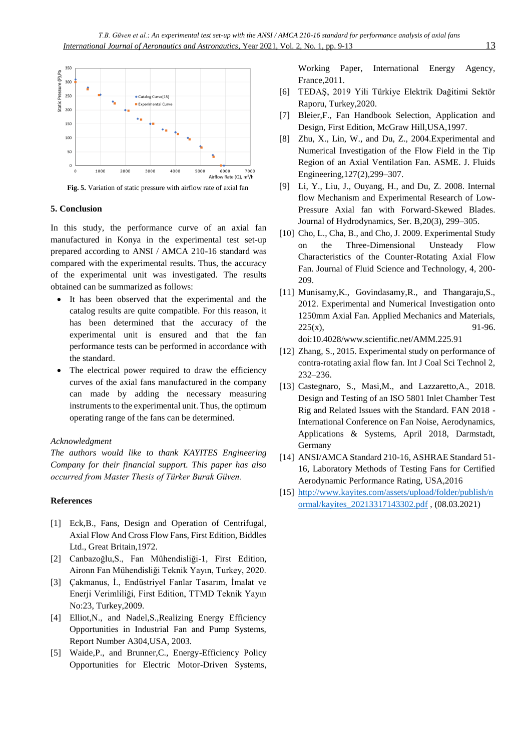Static Pressure (P),Pa

350
300
250
200
150
100
50
0

0 1000 2000 3000 4000 5000 6000 7000

Airflow Rate (Q), m³/h

Catalog Curve[15]

Experimental Curve

**Fig. 5.** Variation of static pressure with airflow rate of axial fan

## 5. Conclusion

In this study, the performance curve of an axial fan manufactured in Konya in the experimental test set-up prepared according to ANSI / AMCA 210-16 standard was compared with the experimental results. Thus, the accuracy of the experimental unit was investigated. The results obtained can be summarized as follows:

- It has been observed that the experimental and the catalog results are quite compatible. For this reason, it has been determined that the accuracy of the experimental unit is ensured and that the fan performance tests can be performed in accordance with the standard.
- The electrical power required to draw the efficiency curves of the axial fans manufactured in the company can made by adding the necessary measuring instruments to the experimental unit. Thus, the optimum operating range of the fans can be determined.

*Acknowledgment*

*The authors would like to thank KAYITES Engineering Company for their financial support. This paper has also occurred from Master Thesis of Türker Burak Güven.*

## References

[1] Eck,B., Fans, Design and Operation of Centrifugal, Axial Flow And Cross Flow Fans, First Edition, Biddles Ltd., Great Britain,1972.

[2] Canbazoğlu,S., Fan Mühendisliği-1, First Edition, Aironn Fan Mühendisliği Teknik Yayın, Turkey, 2020.

[3] Çakmanus, İ., Endüstriyel Fanlar Tasarım, İmalat ve Enerji Verimliliği, First Edition, TTMD Teknik Yayın No:23, Turkey,2009.

[4] Elliot,N., and Nadel,S.,Realizing Energy Efficiency Opportunities in Industrial Fan and Pump Systems, Report Number A304,USA, 2003.

[5] Waide,P., and Brunner,C., Energy-Efficiency Policy Opportunities for Electric Motor-Driven Systems, Working Paper, International Energy Agency, France,2011.

[6] TEDAŞ, 2019 Yili Türkiye Elektrik Dağitimi Sektör Raporu, Turkey,2020.

[7] Bleier,F., Fan Handbook Selection, Application and Design, First Edition, McGraw Hill,USA,1997.

[8] Zhu, X., Lin, W., and Du, Z., 2004.Experimental and Numerical Investigation of the Flow Field in the Tip Region of an Axial Ventilation Fan. ASME. J. Fluids Engineering,127(2),299–307.

[9] Li, Y., Liu, J., Ouyang, H., and Du, Z. 2008. Internal flow Mechanism and Experimental Research of Low-Pressure Axial fan with Forward-Skewed Blades. Journal of Hydrodynamics, Ser. B,20(3), 299–305.

[10] Cho, L., Cha, B., and Cho, J. 2009. Experimental Study on the Three-Dimensional Unsteady Flow Characteristics of the Counter-Rotating Axial Flow Fan. Journal of Fluid Science and Technology, 4, 200-209.

[11] Munisamy,K., Govindasamy,R., and Thangaraju,S., 2012. Experimental and Numerical Investigation onto 1250mm Axial Fan. Applied Mechanics and Materials, 225(x), 91-96. doi:10.4028/www.scientific.net/AMM.225.91

[12] Zhang, S., 2015. Experimental study on performance of contra-rotating axial flow fan. Int J Coal Sci Technol 2, 232–236.

[13] Castegnaro, S., Masi,M., and Lazzaretto,A., 2018. Design and Testing of an ISO 5801 Inlet Chamber Test Rig and Related Issues with the Standard. FAN 2018 - International Conference on Fan Noise, Aerodynamics, Applications & Systems, April 2018, Darmstadt, Germany

[14] ANSI/AMCA Standard 210-16, ASHRAE Standard 51-16, Laboratory Methods of Testing Fans for Certified Aerodynamic Performance Rating, USA,2016

[15] http://www.kayites.com/assets/upload/folder/publish/normal/kayites_20213317143302.pdf , (08.03.2021)